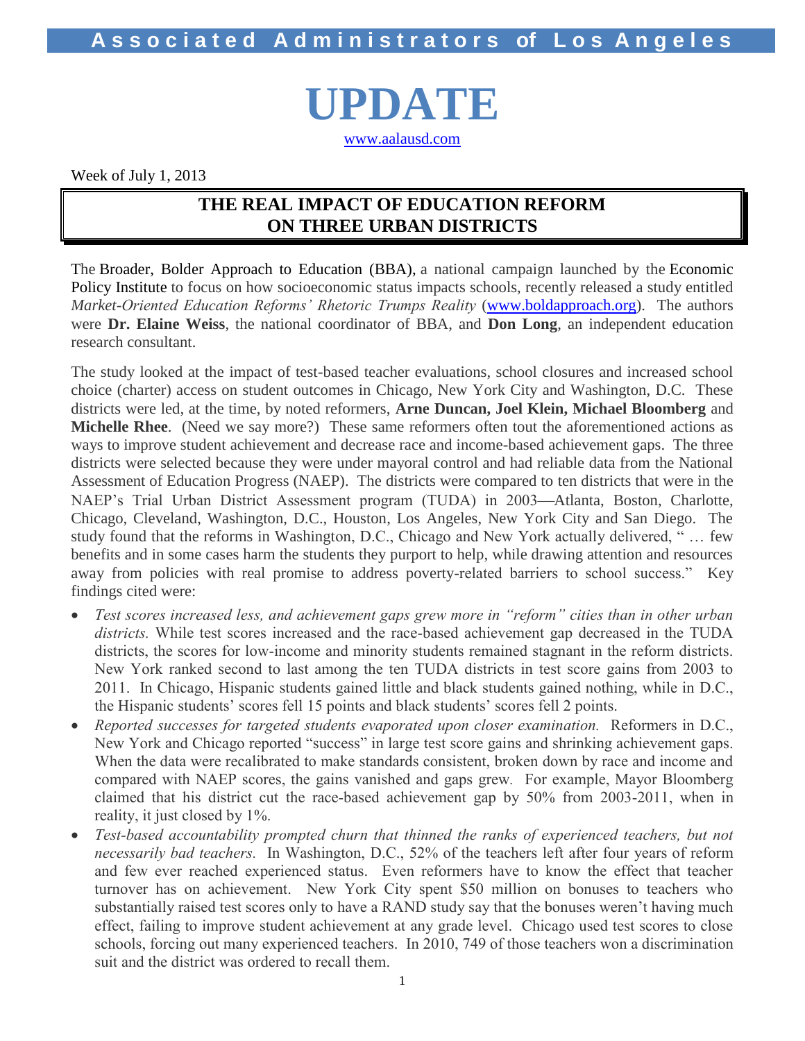**Associated Administrators of Los Angeles**

# UPDATE

www.aalausd.com

Week of July 1, 2013

## THE REAL IMPACT OF EDUCATION REFORM ON THREE URBAN DISTRICTS

The Broader, Bolder Approach to Education (BBA), a national campaign launched by the Economic Policy Institute to focus on how socioeconomic status impacts schools, recently released a study entitled *Market-Oriented Education Reforms' Rhetoric Trumps Reality* (www.boldapproach.org). The authors were **Dr. Elaine Weiss**, the national coordinator of BBA, and **Don Long**, an independent education research consultant.

The study looked at the impact of test-based teacher evaluations, school closures and increased school choice (charter) access on student outcomes in Chicago, New York City and Washington, D.C. These districts were led, at the time, by noted reformers, **Arne Duncan, Joel Klein, Michael Bloomberg** and **Michelle Rhee**. (Need we say more?) These same reformers often tout the aforementioned actions as ways to improve student achievement and decrease race and income-based achievement gaps. The three districts were selected because they were under mayoral control and had reliable data from the National Assessment of Education Progress (NAEP). The districts were compared to ten districts that were in the NAEP's Trial Urban District Assessment program (TUDA) in 2003—Atlanta, Boston, Charlotte, Chicago, Cleveland, Washington, D.C., Houston, Los Angeles, New York City and San Diego. The study found that the reforms in Washington, D.C., Chicago and New York actually delivered, " … few benefits and in some cases harm the students they purport to help, while drawing attention and resources away from policies with real promise to address poverty-related barriers to school success." Key findings cited were:

- *Test scores increased less, and achievement gaps grew more in "reform" cities than in other urban districts.* While test scores increased and the race-based achievement gap decreased in the TUDA districts, the scores for low-income and minority students remained stagnant in the reform districts. New York ranked second to last among the ten TUDA districts in test score gains from 2003 to 2011. In Chicago, Hispanic students gained little and black students gained nothing, while in D.C., the Hispanic students' scores fell 15 points and black students' scores fell 2 points.
- *Reported successes for targeted students evaporated upon closer examination.* Reformers in D.C., New York and Chicago reported "success" in large test score gains and shrinking achievement gaps. When the data were recalibrated to make standards consistent, broken down by race and income and compared with NAEP scores, the gains vanished and gaps grew. For example, Mayor Bloomberg claimed that his district cut the race-based achievement gap by 50% from 2003-2011, when in reality, it just closed by 1%.
- *Test-based accountability prompted churn that thinned the ranks of experienced teachers, but not necessarily bad teachers.* In Washington, D.C., 52% of the teachers left after four years of reform and few ever reached experienced status. Even reformers have to know the effect that teacher turnover has on achievement. New York City spent $50 million on bonuses to teachers who substantially raised test scores only to have a RAND study say that the bonuses weren't having much effect, failing to improve student achievement at any grade level. Chicago used test scores to close schools, forcing out many experienced teachers. In 2010, 749 of those teachers won a discrimination suit and the district was ordered to recall them.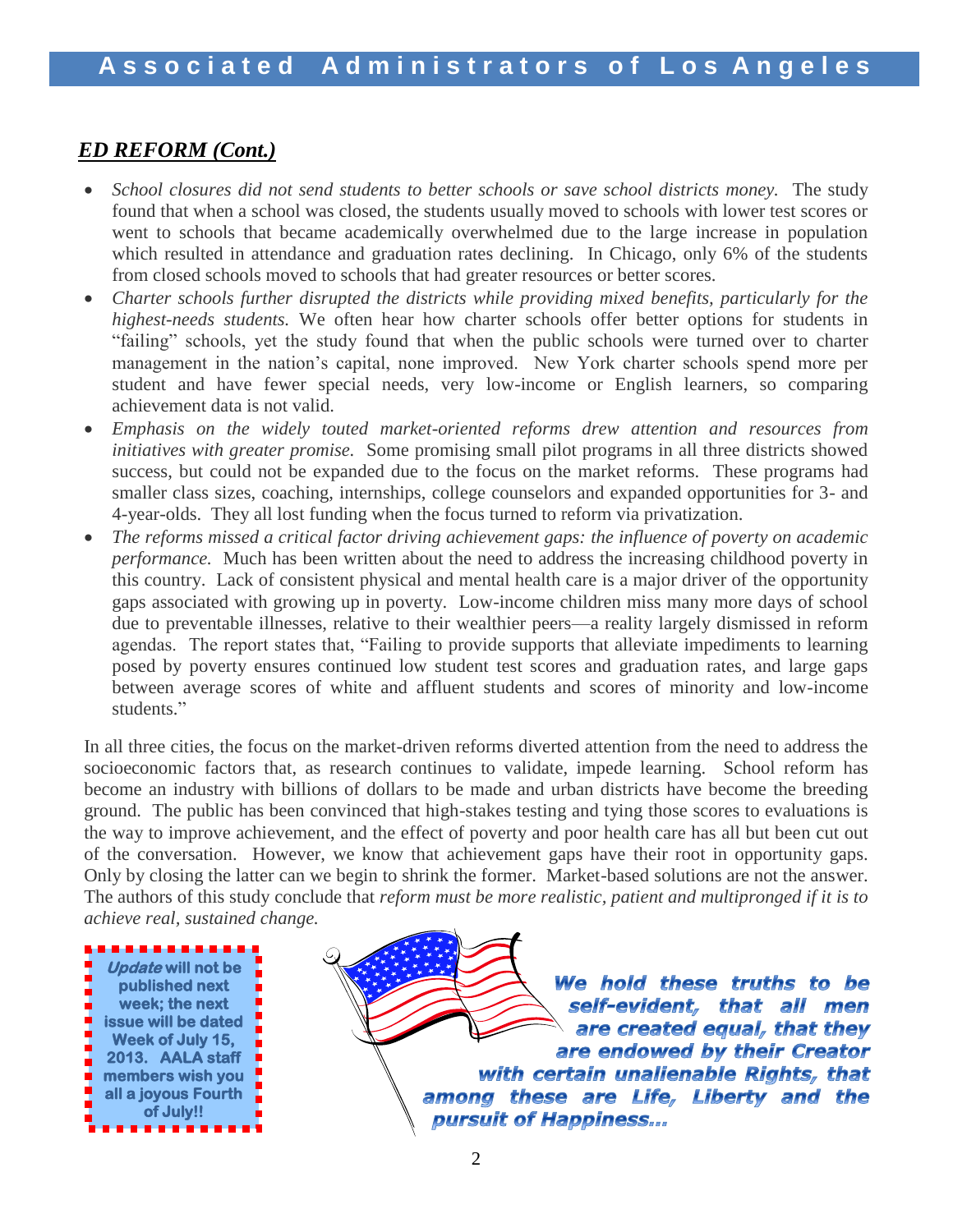## ***ED REFORM (Cont.)***

- *School closures did not send students to better schools or save school districts money.* The study found that when a school was closed, the students usually moved to schools with lower test scores or went to schools that became academically overwhelmed due to the large increase in population which resulted in attendance and graduation rates declining. In Chicago, only 6% of the students from closed schools moved to schools that had greater resources or better scores.
- *Charter schools further disrupted the districts while providing mixed benefits, particularly for the highest-needs students.* We often hear how charter schools offer better options for students in "failing" schools, yet the study found that when the public schools were turned over to charter management in the nation's capital, none improved. New York charter schools spend more per student and have fewer special needs, very low-income or English learners, so comparing achievement data is not valid.
- *Emphasis on the widely touted market-oriented reforms drew attention and resources from initiatives with greater promise.* Some promising small pilot programs in all three districts showed success, but could not be expanded due to the focus on the market reforms. These programs had smaller class sizes, coaching, internships, college counselors and expanded opportunities for 3- and 4-year-olds. They all lost funding when the focus turned to reform via privatization.
- *The reforms missed a critical factor driving achievement gaps: the influence of poverty on academic performance.* Much has been written about the need to address the increasing childhood poverty in this country. Lack of consistent physical and mental health care is a major driver of the opportunity gaps associated with growing up in poverty. Low-income children miss many more days of school due to preventable illnesses, relative to their wealthier peers—a reality largely dismissed in reform agendas. The report states that, "Failing to provide supports that alleviate impediments to learning posed by poverty ensures continued low student test scores and graduation rates, and large gaps between average scores of white and affluent students and scores of minority and low-income students."

In all three cities, the focus on the market-driven reforms diverted attention from the need to address the socioeconomic factors that, as research continues to validate, impede learning. School reform has become an industry with billions of dollars to be made and urban districts have become the breeding ground. The public has been convinced that high-stakes testing and tying those scores to evaluations is the way to improve achievement, and the effect of poverty and poor health care has all but been cut out of the conversation. However, we know that achievement gaps have their root in opportunity gaps. Only by closing the latter can we begin to shrink the former. Market-based solutions are not the answer. The authors of this study conclude that *reform must be more realistic, patient and multipronged if it is to achieve real, sustained change.*

***Update*** **will not be published next week; the next issue will be dated Week of July 15, 2013. AALA staff members wish you all a joyous Fourth of July!!**

***We hold these truths to be self-evident, that all men are created equal, that they are endowed by their Creator with certain unalienable Rights, that among these are Life, Liberty and the pursuit of Happiness…***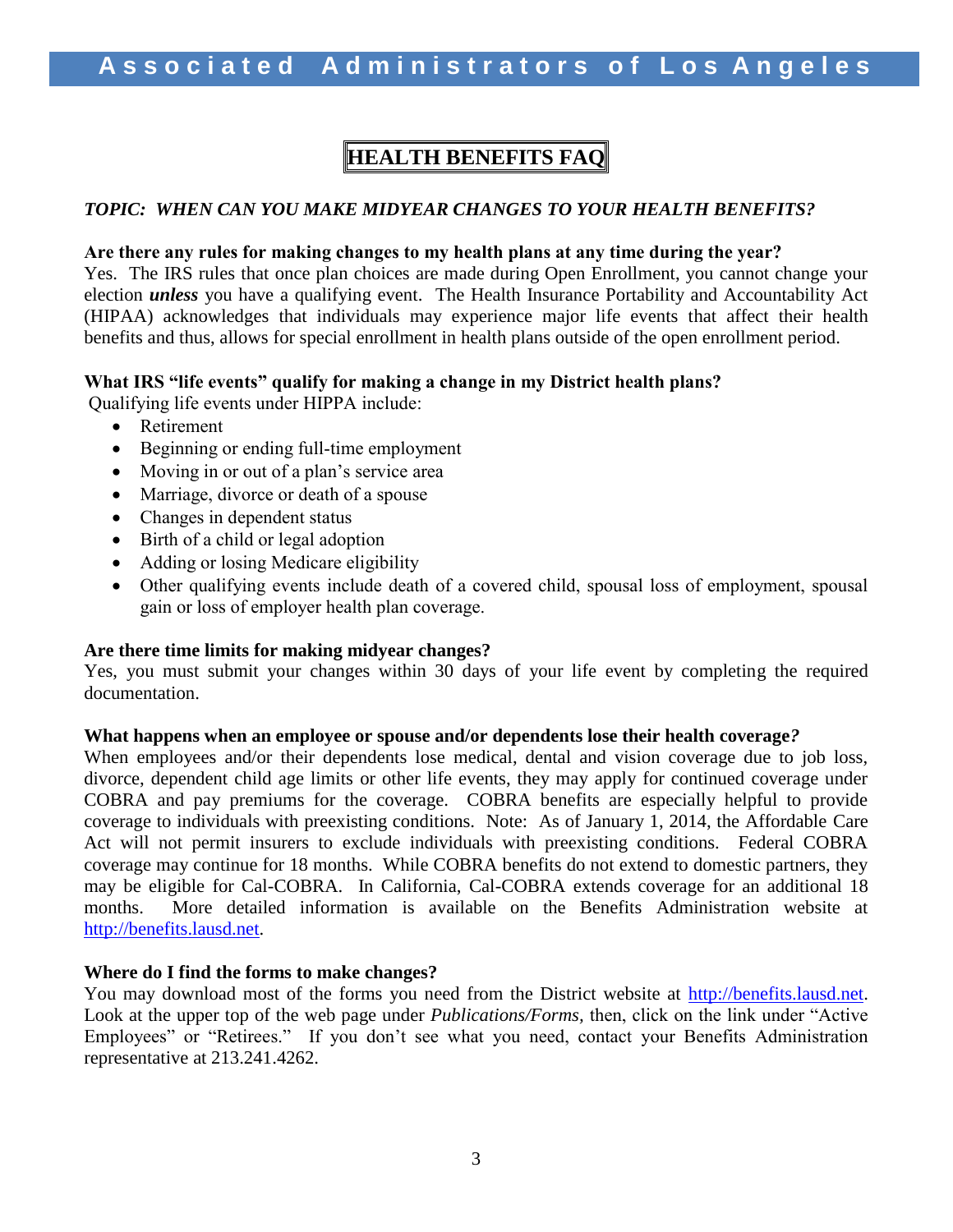# HEALTH BENEFITS FAQ

## *TOPIC: WHEN CAN YOU MAKE MIDYEAR CHANGES TO YOUR HEALTH BENEFITS?*

**Are there any rules for making changes to my health plans at any time during the year?**
Yes. The IRS rules that once plan choices are made during Open Enrollment, you cannot change your election ***unless*** you have a qualifying event. The Health Insurance Portability and Accountability Act (HIPAA) acknowledges that individuals may experience major life events that affect their health benefits and thus, allows for special enrollment in health plans outside of the open enrollment period.

**What IRS "life events" qualify for making a change in my District health plans?**
Qualifying life events under HIPPA include:

- Retirement
- Beginning or ending full-time employment
- Moving in or out of a plan's service area
- Marriage, divorce or death of a spouse
- Changes in dependent status
- Birth of a child or legal adoption
- Adding or losing Medicare eligibility
- Other qualifying events include death of a covered child, spousal loss of employment, spousal gain or loss of employer health plan coverage.

**Are there time limits for making midyear changes?**
Yes, you must submit your changes within 30 days of your life event by completing the required documentation.

**What happens when an employee or spouse and/or dependents lose their health coverage?**
When employees and/or their dependents lose medical, dental and vision coverage due to job loss, divorce, dependent child age limits or other life events, they may apply for continued coverage under COBRA and pay premiums for the coverage. COBRA benefits are especially helpful to provide coverage to individuals with preexisting conditions. Note: As of January 1, 2014, the Affordable Care Act will not permit insurers to exclude individuals with preexisting conditions. Federal COBRA coverage may continue for 18 months. While COBRA benefits do not extend to domestic partners, they may be eligible for Cal-COBRA. In California, Cal-COBRA extends coverage for an additional 18 months. More detailed information is available on the Benefits Administration website at http://benefits.lausd.net.

**Where do I find the forms to make changes?**
You may download most of the forms you need from the District website at http://benefits.lausd.net. Look at the upper top of the web page under *Publications/Forms*, then, click on the link under "Active Employees" or "Retirees." If you don't see what you need, contact your Benefits Administration representative at 213.241.4262.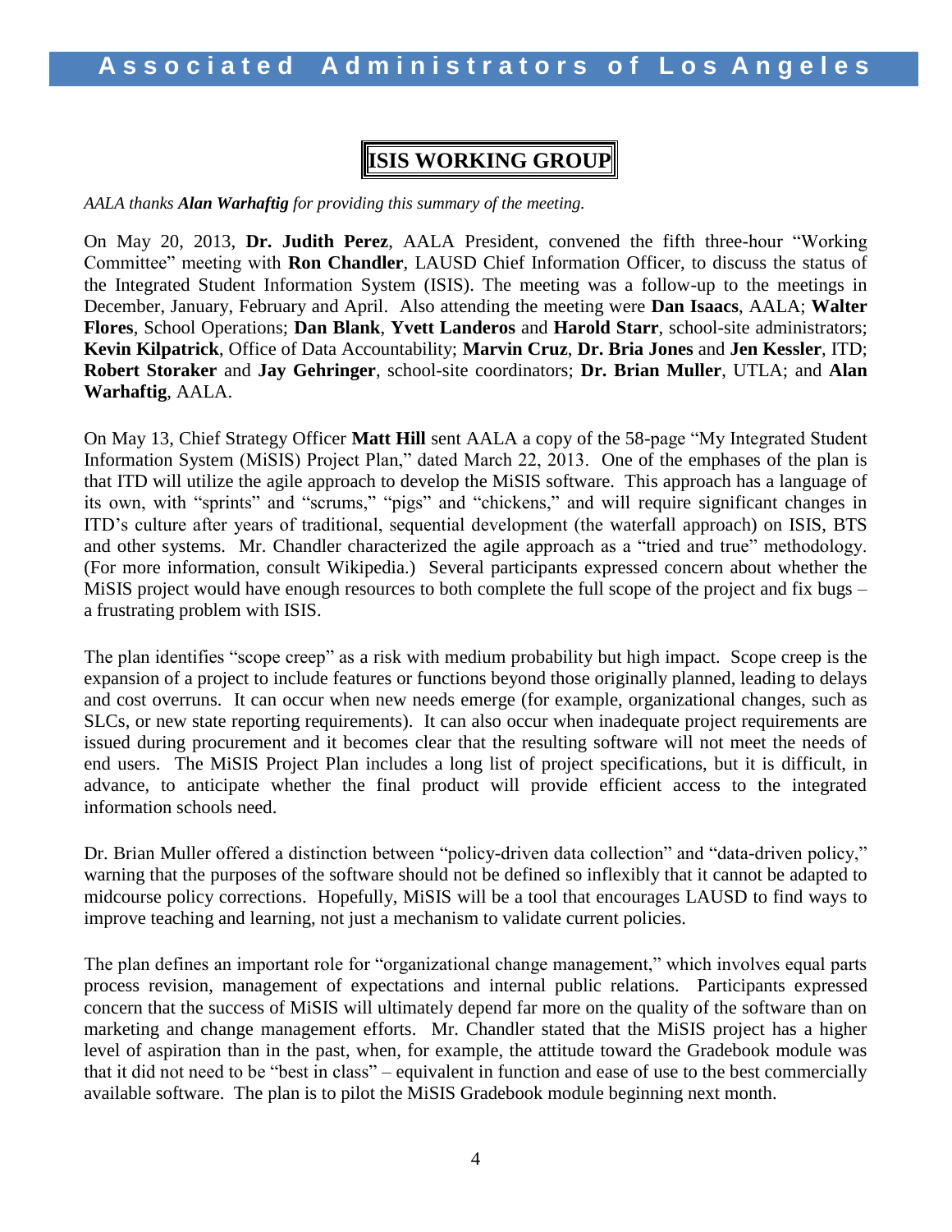# ISIS WORKING GROUP

*AALA thanks **Alan Warhaftig** for providing this summary of the meeting.*

On May 20, 2013, **Dr. Judith Perez**, AALA President, convened the fifth three-hour "Working Committee" meeting with **Ron Chandler**, LAUSD Chief Information Officer, to discuss the status of the Integrated Student Information System (ISIS). The meeting was a follow-up to the meetings in December, January, February and April. Also attending the meeting were **Dan Isaacs**, AALA; **Walter Flores**, School Operations; **Dan Blank**, **Yvett Landeros** and **Harold Starr**, school-site administrators; **Kevin Kilpatrick**, Office of Data Accountability; **Marvin Cruz**, **Dr. Bria Jones** and **Jen Kessler**, ITD; **Robert Storaker** and **Jay Gehringer**, school-site coordinators; **Dr. Brian Muller**, UTLA; and **Alan Warhaftig**, AALA.

On May 13, Chief Strategy Officer **Matt Hill** sent AALA a copy of the 58-page "My Integrated Student Information System (MiSIS) Project Plan," dated March 22, 2013. One of the emphases of the plan is that ITD will utilize the agile approach to develop the MiSIS software. This approach has a language of its own, with "sprints" and "scrums," "pigs" and "chickens," and will require significant changes in ITD's culture after years of traditional, sequential development (the waterfall approach) on ISIS, BTS and other systems. Mr. Chandler characterized the agile approach as a "tried and true" methodology. (For more information, consult Wikipedia.) Several participants expressed concern about whether the MiSIS project would have enough resources to both complete the full scope of the project and fix bugs – a frustrating problem with ISIS.

The plan identifies "scope creep" as a risk with medium probability but high impact. Scope creep is the expansion of a project to include features or functions beyond those originally planned, leading to delays and cost overruns. It can occur when new needs emerge (for example, organizational changes, such as SLCs, or new state reporting requirements). It can also occur when inadequate project requirements are issued during procurement and it becomes clear that the resulting software will not meet the needs of end users. The MiSIS Project Plan includes a long list of project specifications, but it is difficult, in advance, to anticipate whether the final product will provide efficient access to the integrated information schools need.

Dr. Brian Muller offered a distinction between "policy-driven data collection" and "data-driven policy," warning that the purposes of the software should not be defined so inflexibly that it cannot be adapted to midcourse policy corrections. Hopefully, MiSIS will be a tool that encourages LAUSD to find ways to improve teaching and learning, not just a mechanism to validate current policies.

The plan defines an important role for "organizational change management," which involves equal parts process revision, management of expectations and internal public relations. Participants expressed concern that the success of MiSIS will ultimately depend far more on the quality of the software than on marketing and change management efforts. Mr. Chandler stated that the MiSIS project has a higher level of aspiration than in the past, when, for example, the attitude toward the Gradebook module was that it did not need to be "best in class" – equivalent in function and ease of use to the best commercially available software. The plan is to pilot the MiSIS Gradebook module beginning next month.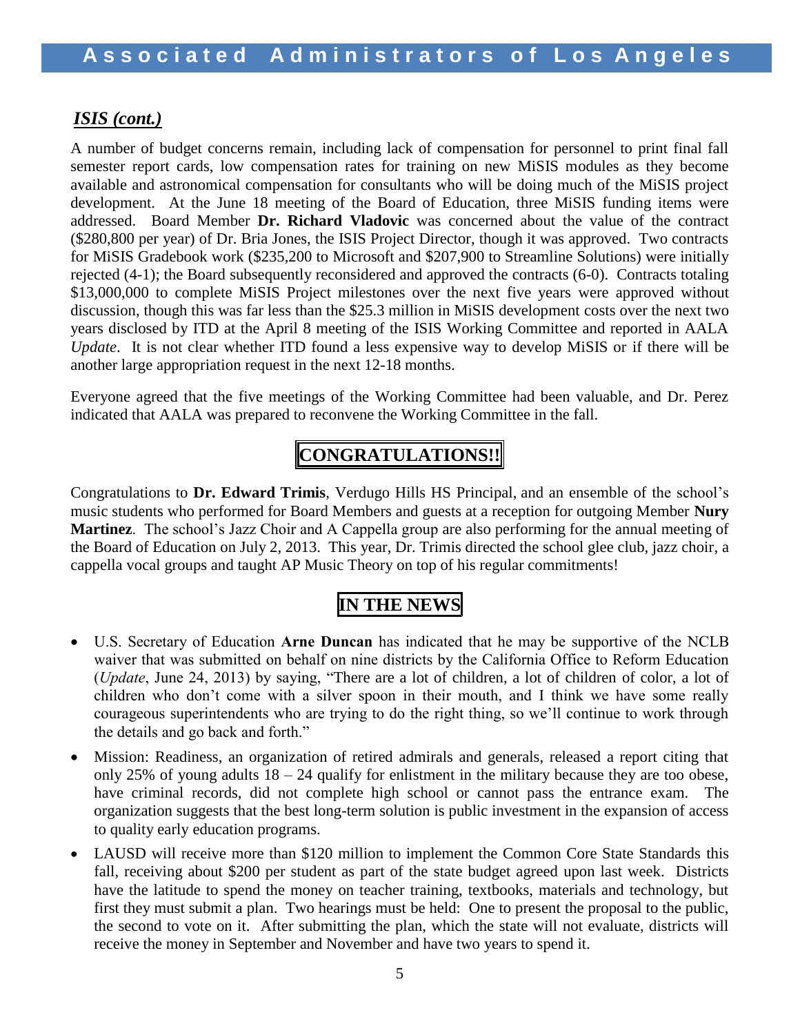## *ISIS (cont.)*

A number of budget concerns remain, including lack of compensation for personnel to print final fall semester report cards, low compensation rates for training on new MiSIS modules as they become available and astronomical compensation for consultants who will be doing much of the MiSIS project development. At the June 18 meeting of the Board of Education, three MiSIS funding items were addressed. Board Member **Dr. Richard Vladovic** was concerned about the value of the contract ($280,800 per year) of Dr. Bria Jones, the ISIS Project Director, though it was approved. Two contracts for MiSIS Gradebook work ($235,200 to Microsoft and $207,900 to Streamline Solutions) were initially rejected (4-1); the Board subsequently reconsidered and approved the contracts (6-0). Contracts totaling $13,000,000 to complete MiSIS Project milestones over the next five years were approved without discussion, though this was far less than the $25.3 million in MiSIS development costs over the next two years disclosed by ITD at the April 8 meeting of the ISIS Working Committee and reported in AALA *Update*. It is not clear whether ITD found a less expensive way to develop MiSIS or if there will be another large appropriation request in the next 12-18 months.

Everyone agreed that the five meetings of the Working Committee had been valuable, and Dr. Perez indicated that AALA was prepared to reconvene the Working Committee in the fall.

## CONGRATULATIONS!!

Congratulations to **Dr. Edward Trimis**, Verdugo Hills HS Principal, and an ensemble of the school's music students who performed for Board Members and guests at a reception for outgoing Member **Nury Martinez**. The school's Jazz Choir and A Cappella group are also performing for the annual meeting of the Board of Education on July 2, 2013. This year, Dr. Trimis directed the school glee club, jazz choir, a cappella vocal groups and taught AP Music Theory on top of his regular commitments!

## IN THE NEWS

- U.S. Secretary of Education **Arne Duncan** has indicated that he may be supportive of the NCLB waiver that was submitted on behalf on nine districts by the California Office to Reform Education (*Update*, June 24, 2013) by saying, "There are a lot of children, a lot of children of color, a lot of children who don't come with a silver spoon in their mouth, and I think we have some really courageous superintendents who are trying to do the right thing, so we'll continue to work through the details and go back and forth."
- Mission: Readiness, an organization of retired admirals and generals, released a report citing that only 25% of young adults 18 – 24 qualify for enlistment in the military because they are too obese, have criminal records, did not complete high school or cannot pass the entrance exam. The organization suggests that the best long-term solution is public investment in the expansion of access to quality early education programs.
- LAUSD will receive more than $120 million to implement the Common Core State Standards this fall, receiving about $200 per student as part of the state budget agreed upon last week. Districts have the latitude to spend the money on teacher training, textbooks, materials and technology, but first they must submit a plan. Two hearings must be held: One to present the proposal to the public, the second to vote on it. After submitting the plan, which the state will not evaluate, districts will receive the money in September and November and have two years to spend it.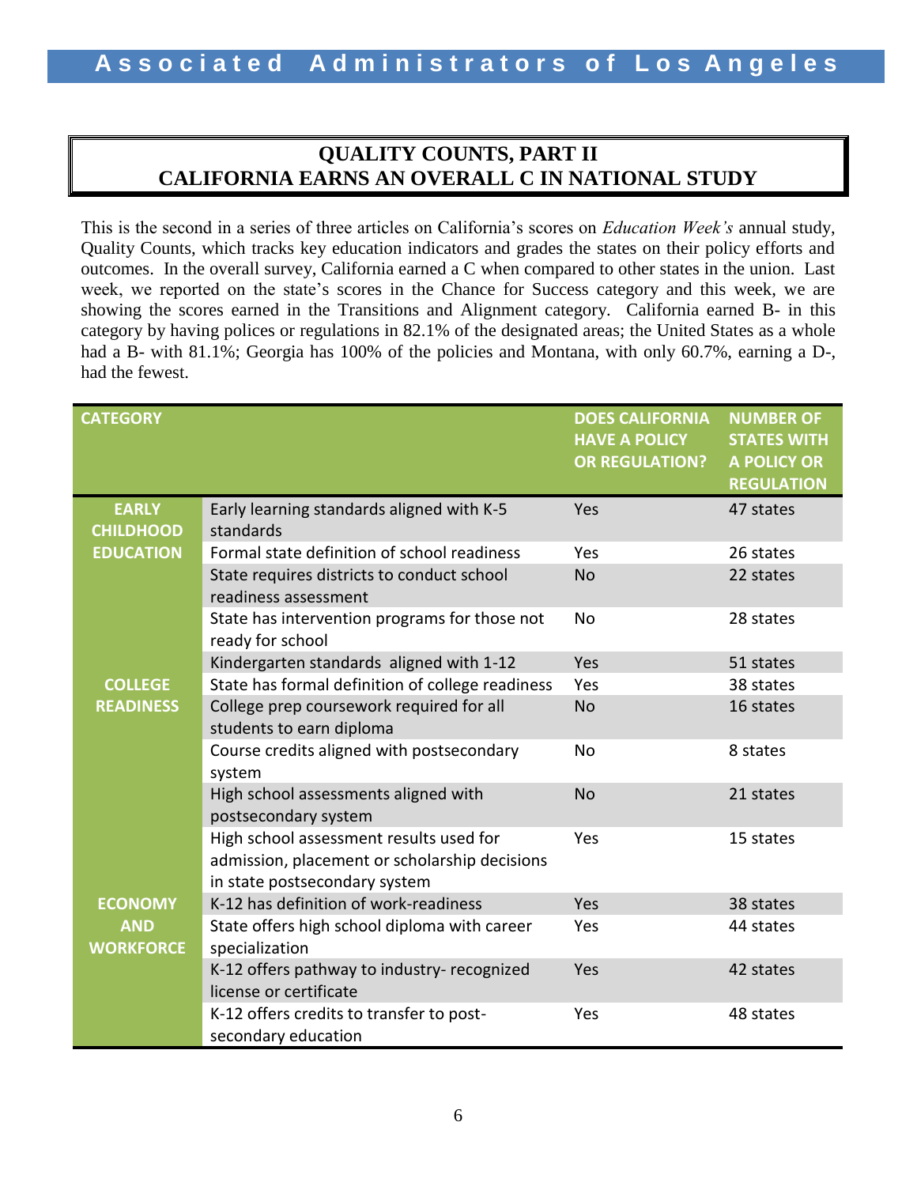## QUALITY COUNTS, PART II
## CALIFORNIA EARNS AN OVERALL C IN NATIONAL STUDY

This is the second in a series of three articles on California's scores on *Education Week's* annual study, Quality Counts, which tracks key education indicators and grades the states on their policy efforts and outcomes. In the overall survey, California earned a C when compared to other states in the union. Last week, we reported on the state's scores in the Chance for Success category and this week, we are showing the scores earned in the Transitions and Alignment category. California earned B- in this category by having polices or regulations in 82.1% of the designated areas; the United States as a whole had a B- with 81.1%; Georgia has 100% of the policies and Montana, with only 60.7%, earning a D-, had the fewest.

| CATEGORY | | DOES CALIFORNIA HAVE A POLICY OR REGULATION? | NUMBER OF STATES WITH A POLICY OR REGULATION |
|---|---|---|---|
| EARLY CHILDHOOD EDUCATION | Early learning standards aligned with K-5 standards | Yes | 47 states |
| | Formal state definition of school readiness | Yes | 26 states |
| | State requires districts to conduct school readiness assessment | No | 22 states |
| | State has intervention programs for those not ready for school | No | 28 states |
| | Kindergarten standards aligned with 1-12 | Yes | 51 states |
| COLLEGE READINESS | State has formal definition of college readiness | Yes | 38 states |
| | College prep coursework required for all students to earn diploma | No | 16 states |
| | Course credits aligned with postsecondary system | No | 8 states |
| | High school assessments aligned with postsecondary system | No | 21 states |
| | High school assessment results used for admission, placement or scholarship decisions in state postsecondary system | Yes | 15 states |
| ECONOMY AND WORKFORCE | K-12 has definition of work-readiness | Yes | 38 states |
| | State offers high school diploma with career specialization | Yes | 44 states |
| | K-12 offers pathway to industry- recognized license or certificate | Yes | 42 states |
| | K-12 offers credits to transfer to post-secondary education | Yes | 48 states |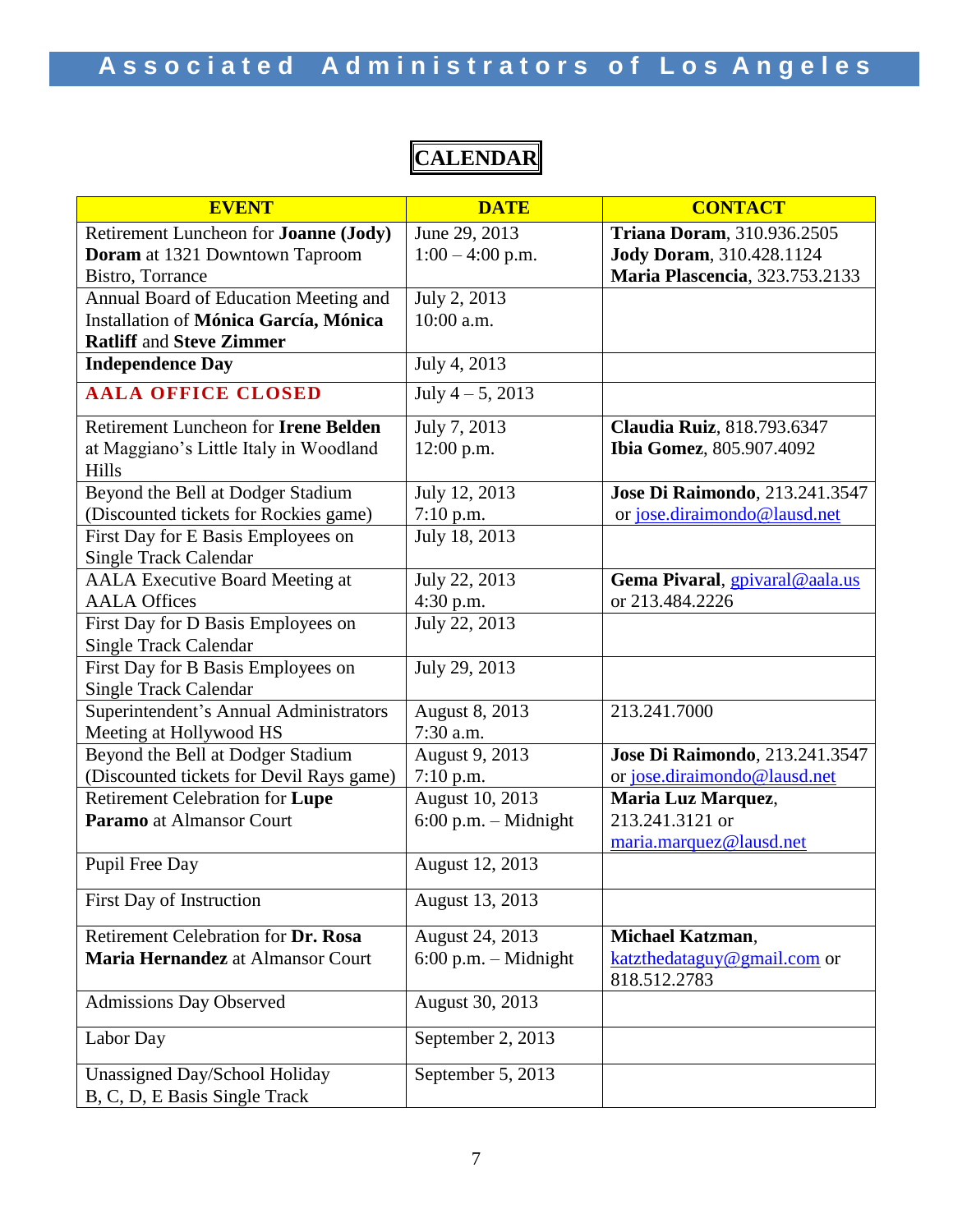# CALENDAR

| EVENT | DATE | CONTACT |
|---|---|---|
| Retirement Luncheon for **Joanne (Jody) Doram** at 1321 Downtown Taproom Bistro, Torrance | June 29, 2013<br>1:00 – 4:00 p.m. | **Triana Doram**, 310.936.2505<br>**Jody Doram**, 310.428.1124<br>**Maria Plascencia**, 323.753.2133 |
| Annual Board of Education Meeting and Installation of **Mónica García, Mónica Ratliff** and **Steve Zimmer** | July 2, 2013<br>10:00 a.m. | |
| **Independence Day** | July 4, 2013 | |
| **AALA OFFICE CLOSED** | July 4 – 5, 2013 | |
| Retirement Luncheon for **Irene Belden** at Maggiano's Little Italy in Woodland Hills | July 7, 2013<br>12:00 p.m. | **Claudia Ruiz**, 818.793.6347<br>**Ibia Gomez**, 805.907.4092 |
| Beyond the Bell at Dodger Stadium (Discounted tickets for Rockies game) | July 12, 2013<br>7:10 p.m. | **Jose Di Raimondo**, 213.241.3547 or jose.diraimondo@lausd.net |
| First Day for E Basis Employees on Single Track Calendar | July 18, 2013 | |
| AALA Executive Board Meeting at AALA Offices | July 22, 2013<br>4:30 p.m. | **Gema Pivaral**, gpivaral@aala.us or 213.484.2226 |
| First Day for D Basis Employees on Single Track Calendar | July 22, 2013 | |
| First Day for B Basis Employees on Single Track Calendar | July 29, 2013 | |
| Superintendent's Annual Administrators Meeting at Hollywood HS | August 8, 2013<br>7:30 a.m. | 213.241.7000 |
| Beyond the Bell at Dodger Stadium (Discounted tickets for Devil Rays game) | August 9, 2013<br>7:10 p.m. | **Jose Di Raimondo**, 213.241.3547 or jose.diraimondo@lausd.net |
| Retirement Celebration for **Lupe Paramo** at Almansor Court | August 10, 2013<br>6:00 p.m. – Midnight | **Maria Luz Marquez**, 213.241.3121 or maria.marquez@lausd.net |
| Pupil Free Day | August 12, 2013 | |
| First Day of Instruction | August 13, 2013 | |
| Retirement Celebration for **Dr. Rosa Maria Hernandez** at Almansor Court | August 24, 2013<br>6:00 p.m. – Midnight | **Michael Katzman**, katzthedataguy@gmail.com or 818.512.2783 |
| Admissions Day Observed | August 30, 2013 | |
| Labor Day | September 2, 2013 | |
| Unassigned Day/School Holiday B, C, D, E Basis Single Track | September 5, 2013 | |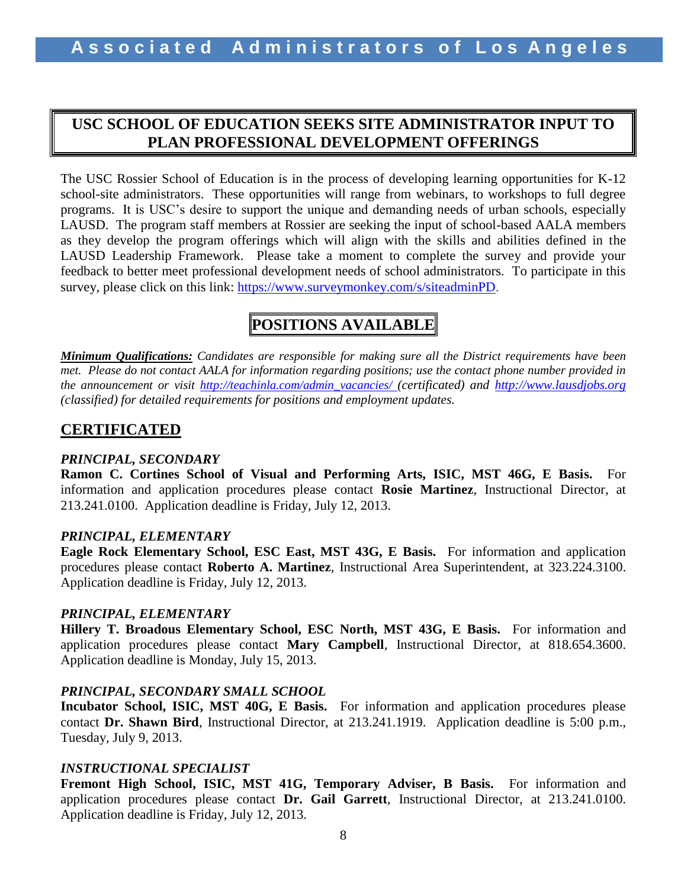## USC SCHOOL OF EDUCATION SEEKS SITE ADMINISTRATOR INPUT TO PLAN PROFESSIONAL DEVELOPMENT OFFERINGS

The USC Rossier School of Education is in the process of developing learning opportunities for K-12 school-site administrators. These opportunities will range from webinars, to workshops to full degree programs. It is USC's desire to support the unique and demanding needs of urban schools, especially LAUSD. The program staff members at Rossier are seeking the input of school-based AALA members as they develop the program offerings which will align with the skills and abilities defined in the LAUSD Leadership Framework. Please take a moment to complete the survey and provide your feedback to better meet professional development needs of school administrators. To participate in this survey, please click on this link: https://www.surveymonkey.com/s/siteadminPD.

## POSITIONS AVAILABLE

***Minimum Qualifications:*** *Candidates are responsible for making sure all the District requirements have been met. Please do not contact AALA for information regarding positions; use the contact phone number provided in the announcement or visit http://teachinla.com/admin_vacancies/ (certificated) and http://www.lausdjobs.org (classified) for detailed requirements for positions and employment updates.*

## CERTIFICATED

***PRINCIPAL, SECONDARY***

**Ramon C. Cortines School of Visual and Performing Arts, ISIC, MST 46G, E Basis.** For information and application procedures please contact **Rosie Martinez**, Instructional Director, at 213.241.0100. Application deadline is Friday, July 12, 2013.

***PRINCIPAL, ELEMENTARY***

**Eagle Rock Elementary School, ESC East, MST 43G, E Basis.** For information and application procedures please contact **Roberto A. Martinez**, Instructional Area Superintendent, at 323.224.3100. Application deadline is Friday, July 12, 2013.

***PRINCIPAL, ELEMENTARY***

**Hillery T. Broadous Elementary School, ESC North, MST 43G, E Basis.** For information and application procedures please contact **Mary Campbell**, Instructional Director, at 818.654.3600. Application deadline is Monday, July 15, 2013.

***PRINCIPAL, SECONDARY SMALL SCHOOL***

**Incubator School, ISIC, MST 40G, E Basis.** For information and application procedures please contact **Dr. Shawn Bird**, Instructional Director, at 213.241.1919. Application deadline is 5:00 p.m., Tuesday, July 9, 2013.

***INSTRUCTIONAL SPECIALIST***

**Fremont High School, ISIC, MST 41G, Temporary Adviser, B Basis.** For information and application procedures please contact **Dr. Gail Garrett**, Instructional Director, at 213.241.0100. Application deadline is Friday, July 12, 2013.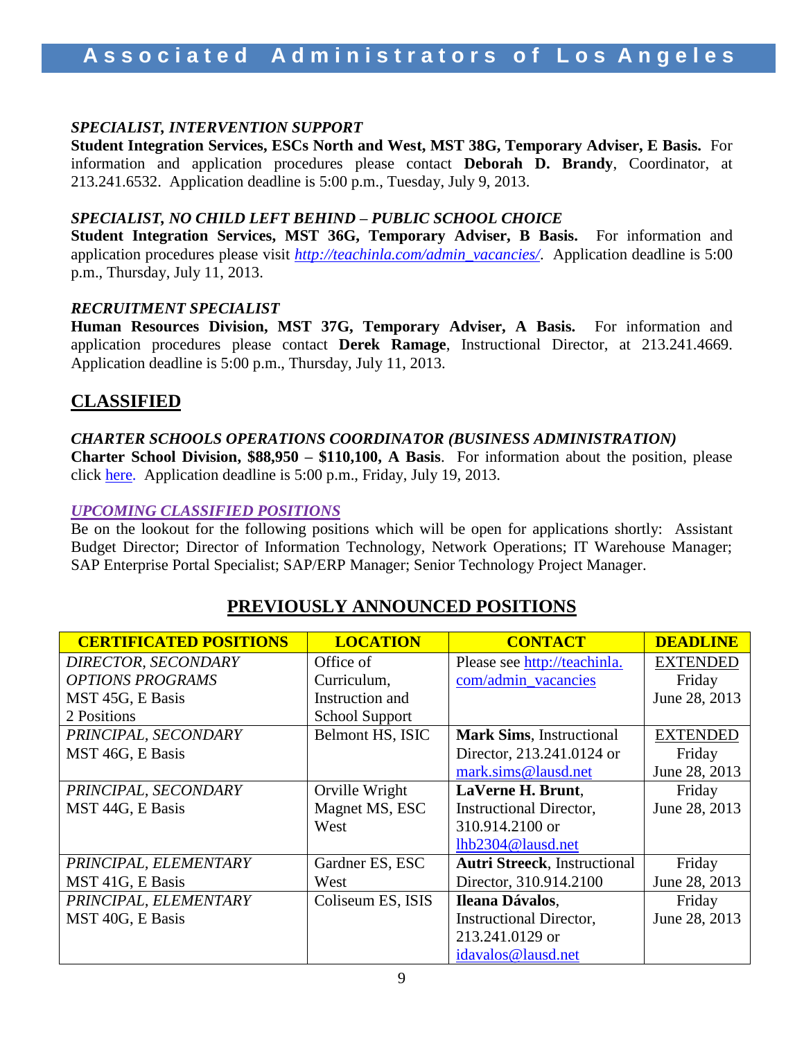***SPECIALIST, INTERVENTION SUPPORT***
**Student Integration Services, ESCs North and West, MST 38G, Temporary Adviser, E Basis.** For information and application procedures please contact **Deborah D. Brandy**, Coordinator, at 213.241.6532. Application deadline is 5:00 p.m., Tuesday, July 9, 2013.

***SPECIALIST, NO CHILD LEFT BEHIND – PUBLIC SCHOOL CHOICE***
**Student Integration Services, MST 36G, Temporary Adviser, B Basis.** For information and application procedures please visit *http://teachinla.com/admin_vacancies/*. Application deadline is 5:00 p.m., Thursday, July 11, 2013.

***RECRUITMENT SPECIALIST***
**Human Resources Division, MST 37G, Temporary Adviser, A Basis.** For information and application procedures please contact **Derek Ramage**, Instructional Director, at 213.241.4669. Application deadline is 5:00 p.m., Thursday, July 11, 2013.

## CLASSIFIED

***CHARTER SCHOOLS OPERATIONS COORDINATOR (BUSINESS ADMINISTRATION)***
**Charter School Division, $88,950 – $110,100, A Basis**. For information about the position, please click here. Application deadline is 5:00 p.m., Friday, July 19, 2013.

***UPCOMING CLASSIFIED POSITIONS***
Be on the lookout for the following positions which will be open for applications shortly: Assistant Budget Director; Director of Information Technology, Network Operations; IT Warehouse Manager; SAP Enterprise Portal Specialist; SAP/ERP Manager; Senior Technology Project Manager.

## PREVIOUSLY ANNOUNCED POSITIONS

| CERTIFICATED POSITIONS | LOCATION | CONTACT | DEADLINE |
|---|---|---|---|
| *DIRECTOR, SECONDARY OPTIONS PROGRAMS* MST 45G, E Basis 2 Positions | Office of Curriculum, Instruction and School Support | Please see http://teachinla.com/admin_vacancies | EXTENDED Friday June 28, 2013 |
| *PRINCIPAL, SECONDARY* MST 46G, E Basis | Belmont HS, ISIC | **Mark Sims**, Instructional Director, 213.241.0124 or mark.sims@lausd.net | EXTENDED Friday June 28, 2013 |
| *PRINCIPAL, SECONDARY* MST 44G, E Basis | Orville Wright Magnet MS, ESC West | **LaVerne H. Brunt**, Instructional Director, 310.914.2100 or lhb2304@lausd.net | Friday June 28, 2013 |
| *PRINCIPAL, ELEMENTARY* MST 41G, E Basis | Gardner ES, ESC West | **Autri Streeck**, Instructional Director, 310.914.2100 | Friday June 28, 2013 |
| *PRINCIPAL, ELEMENTARY* MST 40G, E Basis | Coliseum ES, ISIS | **Ileana Dávalos**, Instructional Director, 213.241.0129 or idavalos@lausd.net | Friday June 28, 2013 |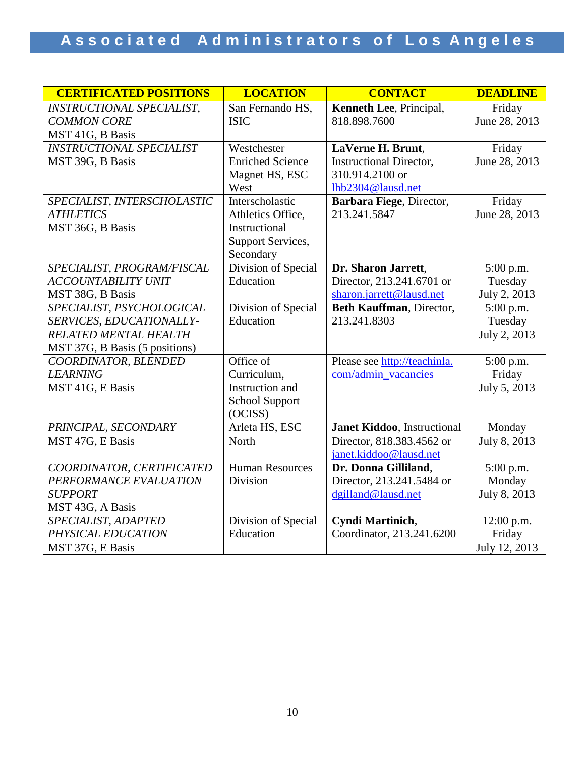| CERTIFICATED POSITIONS | LOCATION | CONTACT | DEADLINE |
|---|---|---|---|
| *INSTRUCTIONAL SPECIALIST, COMMON CORE* MST 41G, B Basis | San Fernando HS, ISIC | **Kenneth Lee**, Principal, 818.898.7600 | Friday June 28, 2013 |
| *INSTRUCTIONAL SPECIALIST* MST 39G, B Basis | Westchester Enriched Science Magnet HS, ESC West | **LaVerne H. Brunt**, Instructional Director, 310.914.2100 or lhb2304@lausd.net | Friday June 28, 2013 |
| *SPECIALIST, INTERSCHOLASTIC ATHLETICS* MST 36G, B Basis | Interscholastic Athletics Office, Instructional Support Services, Secondary | **Barbara Fiege**, Director, 213.241.5847 | Friday June 28, 2013 |
| *SPECIALIST, PROGRAM/FISCAL ACCOUNTABILITY UNIT* MST 38G, B Basis | Division of Special Education | **Dr. Sharon Jarrett**, Director, 213.241.6701 or sharon.jarrett@lausd.net | 5:00 p.m. Tuesday July 2, 2013 |
| *SPECIALIST, PSYCHOLOGICAL SERVICES, EDUCATIONALLY-RELATED MENTAL HEALTH* MST 37G, B Basis (5 positions) | Division of Special Education | **Beth Kauffman**, Director, 213.241.8303 | 5:00 p.m. Tuesday July 2, 2013 |
| *COORDINATOR, BLENDED LEARNING* MST 41G, E Basis | Office of Curriculum, Instruction and School Support (OCISS) | Please see http://teachinla.com/admin_vacancies | 5:00 p.m. Friday July 5, 2013 |
| *PRINCIPAL, SECONDARY* MST 47G, E Basis | Arleta HS, ESC North | **Janet Kiddoo**, Instructional Director, 818.383.4562 or janet.kiddoo@lausd.net | Monday July 8, 2013 |
| *COORDINATOR, CERTIFICATED PERFORMANCE EVALUATION SUPPORT* MST 43G, A Basis | Human Resources Division | **Dr. Donna Gilliland**, Director, 213.241.5484 or dgilland@lausd.net | 5:00 p.m. Monday July 8, 2013 |
| *SPECIALIST, ADAPTED PHYSICAL EDUCATION* MST 37G, E Basis | Division of Special Education | **Cyndi Martinich**, Coordinator, 213.241.6200 | 12:00 p.m. Friday July 12, 2013 |